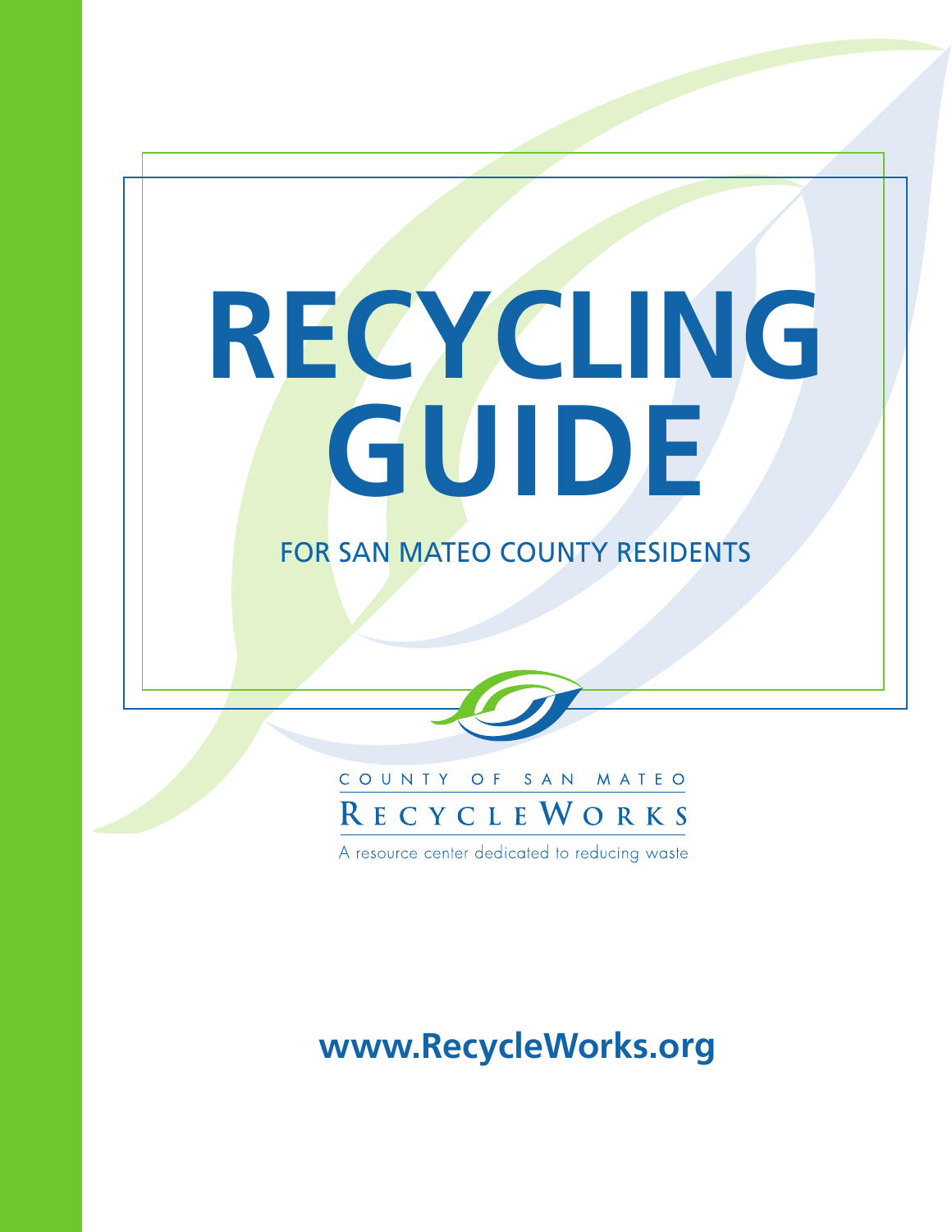# RECYCLING GUIDE

## FOR SAN MATEO COUNTY RESIDENTS

COUNTY OF SAN MATEO

RECYCLEWORKS

A resource center dedicated to reducing waste

**www.RecycleWorks.org**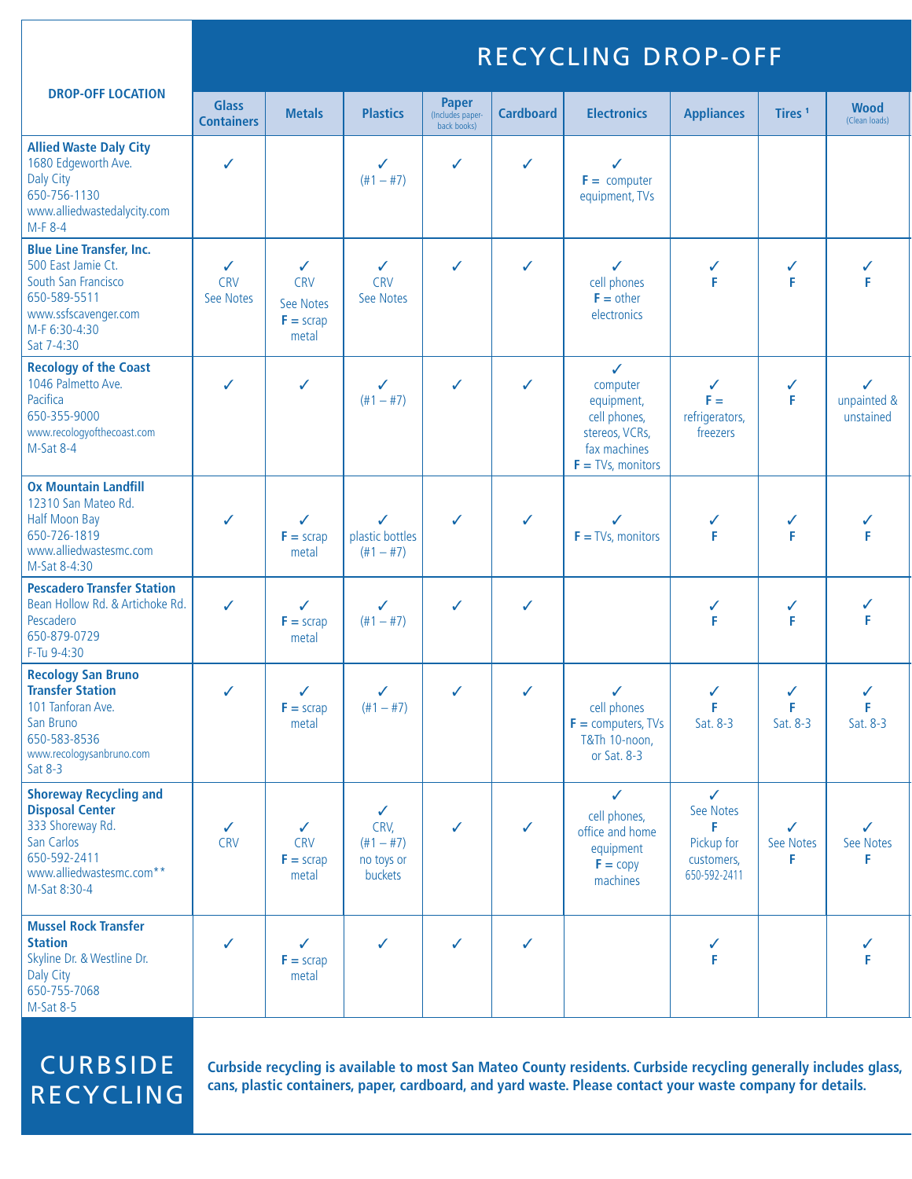# RECYCLING DROP-OFF

| DROP-OFF LOCATION | Glass Containers | Metals | Plastics | Paper (Includes paper-back books) | Cardboard | Electronics | Appliances | Tires [1] | Wood (Clean loads) |
|---|---|---|---|---|---|---|---|---|---|
| **Allied Waste Daly City** 1680 Edgeworth Ave. Daly City 650-756-1130 www.alliedwastedalycity.com M-F 8-4 | ✓ | | ✓ (#1 – #7) | ✓ | ✓ | ✓ **F =** computer equipment, TVs | | | |
| **Blue Line Transfer, Inc.** 500 East Jamie Ct. South San Francisco 650-589-5511 www.ssfscavenger.com M-F 6:30-4:30 Sat 7-4:30 | ✓ CRV See Notes | ✓ CRV See Notes **F =** scrap metal | ✓ CRV See Notes | ✓ | ✓ | ✓ cell phones **F =** other electronics | ✓ **F** | ✓ **F** | ✓ **F** |
| **Recology of the Coast** 1046 Palmetto Ave. Pacifica 650-355-9000 www.recologyofthecoast.com M-Sat 8-4 | ✓ | ✓ | ✓ (#1 – #7) | ✓ | ✓ | ✓ computer equipment, cell phones, stereos, VCRs, fax machines **F =** TVs, monitors | ✓ **F =** refrigerators, freezers | ✓ **F** | ✓ unpainted & unstained |
| **Ox Mountain Landfill** 12310 San Mateo Rd. Half Moon Bay 650-726-1819 www.alliedwastesmc.com M-Sat 8-4:30 | ✓ | ✓ **F =** scrap metal | ✓ plastic bottles (#1 – #7) | ✓ | ✓ | ✓ **F =** TVs, monitors | ✓ **F** | ✓ **F** | ✓ **F** |
| **Pescadero Transfer Station** Bean Hollow Rd. & Artichoke Rd. Pescadero 650-879-0729 F-Tu 9-4:30 | ✓ | ✓ **F =** scrap metal | ✓ (#1 – #7) | ✓ | ✓ | | ✓ **F** | ✓ **F** | ✓ **F** |
| **Recology San Bruno Transfer Station** 101 Tanforan Ave. San Bruno 650-583-8536 www.recologysanbruno.com Sat 8-3 | ✓ | ✓ **F =** scrap metal | ✓ (#1 – #7) | ✓ | ✓ | ✓ cell phones **F =** computers, TVs T&Th 10-noon, or Sat. 8-3 | ✓ **F** Sat. 8-3 | ✓ **F** Sat. 8-3 | ✓ **F** Sat. 8-3 |
| **Shoreway Recycling and Disposal Center** 333 Shoreway Rd. San Carlos 650-592-2411 www.alliedwastesmc.com** M-Sat 8:30-4 | ✓ CRV | ✓ CRV **F =** scrap metal | ✓ CRV, (#1 – #7) no toys or buckets | ✓ | ✓ | ✓ cell phones, office and home equipment **F =** copy machines | ✓ See Notes **F** Pickup for customers, 650-592-2411 | ✓ See Notes **F** | ✓ See Notes **F** |
| **Mussel Rock Transfer Station** Skyline Dr. & Westline Dr. Daly City 650-755-7068 M-Sat 8-5 | ✓ | ✓ **F =** scrap metal | ✓ | ✓ | ✓ | | ✓ **F** | | ✓ **F** |

# CURBSIDE RECYCLING

**Curbside recycling is available to most San Mateo County residents. Curbside recycling generally includes glass, cans, plastic containers, paper, cardboard, and yard waste. Please contact your waste company for details.**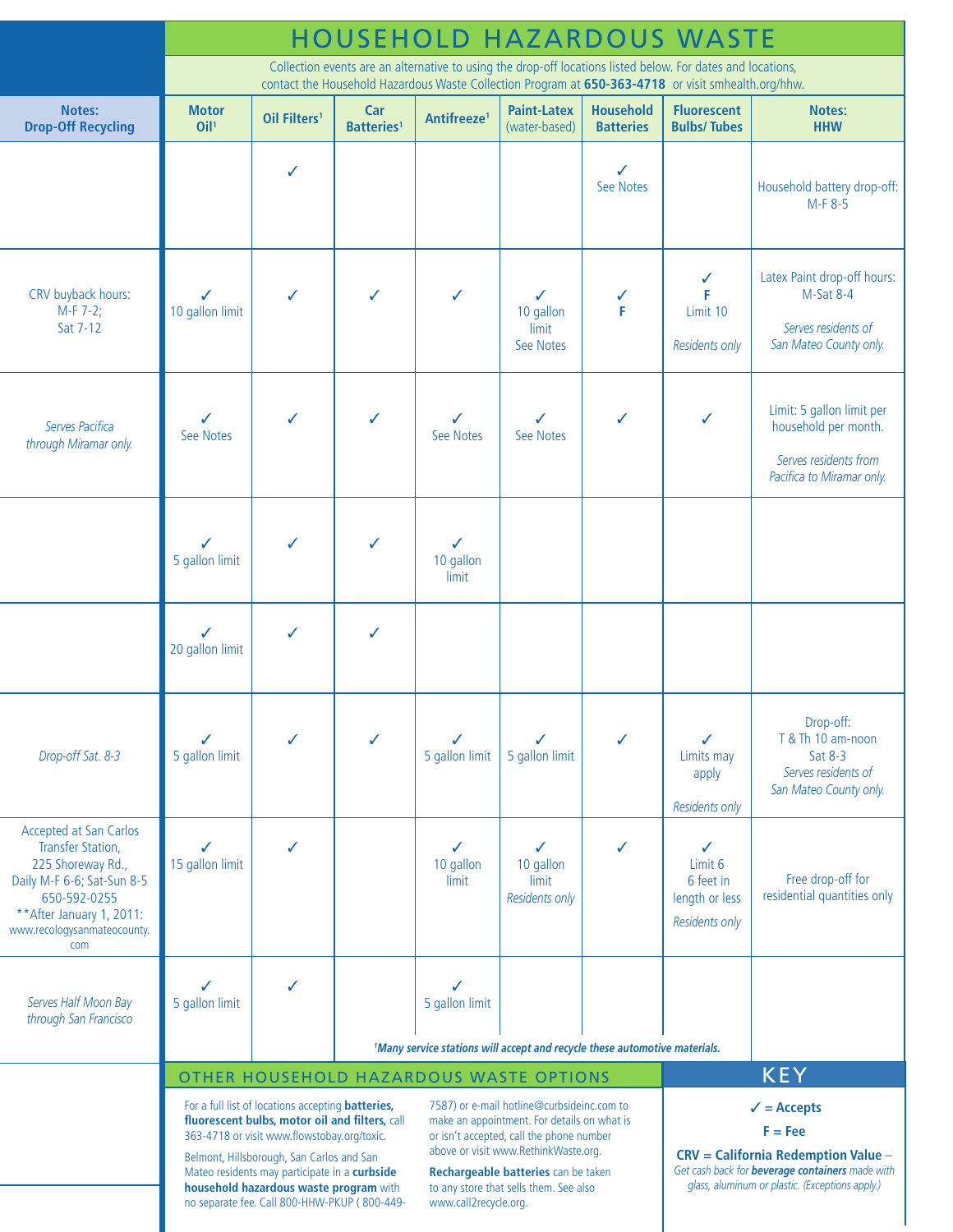# HOUSEHOLD HAZARDOUS WASTE

Collection events are an alternative to using the drop-off locations listed below. For dates and locations, contact the Household Hazardous Waste Collection Program at **650-363-4718** or visit smhealth.org/hhw.

| Notes: Drop-Off Recycling | Motor Oil[1] | Oil Filters[1] | Car Batteries[1] | Antifreeze[1] | Paint-Latex (water-based) | Household Batteries | Fluorescent Bulbs/ Tubes | Notes: HHW |
|---|---|---|---|---|---|---|---|---|
| | | ✓ | | | | ✓ See Notes | | Household battery drop-off: M-F 8-5 |
| CRV buyback hours: M-F 7-2; Sat 7-12 | ✓ 10 gallon limit | ✓ | ✓ | ✓ | ✓ 10 gallon limit See Notes | ✓ F | ✓ F Limit 10 *Residents only* | Latex Paint drop-off hours: M-Sat 8-4 *Serves residents of San Mateo County only.* |
| *Serves Pacifica through Miramar only.* | ✓ See Notes | ✓ | ✓ | ✓ See Notes | ✓ See Notes | ✓ | ✓ | Limit: 5 gallon limit per household per month. *Serves residents from Pacifica to Miramar only.* |
| | ✓ 5 gallon limit | ✓ | ✓ | ✓ 10 gallon limit | | | | |
| | ✓ 20 gallon limit | ✓ | ✓ | | | | | |
| *Drop-off Sat. 8-3* | ✓ 5 gallon limit | ✓ | ✓ | ✓ 5 gallon limit | ✓ 5 gallon limit | ✓ | ✓ Limits may apply *Residents only* | Drop-off: T & Th 10 am-noon Sat 8-3 *Serves residents of San Mateo County only.* |
| Accepted at San Carlos Transfer Station, 225 Shoreway Rd., Daily M-F 6-6; Sat-Sun 8-5 650-592-0255 **After January 1, 2011: www.recologysanmateocounty.com | ✓ 15 gallon limit | ✓ | | ✓ 10 gallon limit | ✓ 10 gallon limit *Residents only* | ✓ | ✓ Limit 6 6 feet in length or less *Residents only* | Free drop-off for residential quantities only |
| *Serves Half Moon Bay through San Francisco* | ✓ 5 gallon limit | ✓ | | ✓ 5 gallon limit | | | | |

***[1]Many service stations will accept and recycle these automotive materials.***

## OTHER HOUSEHOLD HAZARDOUS WASTE OPTIONS

For a full list of locations accepting **batteries, fluorescent bulbs, motor oil and filters,** call 363-4718 or visit www.flowstobay.org/toxic.

Belmont, Hillsborough, San Carlos and San Mateo residents may participate in a **curbside household hazardous waste program** with no separate fee. Call 800-HHW-PKUP ( 800-449-7587) or e-mail hotline@curbsideinc.com to make an appointment. For details on what is or isn't accepted, call the phone number above or visit www.RethinkWaste.org.

**Rechargeable batteries** can be taken to any store that sells them. See also www.call2recycle.org.

## KEY

**✓ = Accepts**

**F = Fee**

**CRV = California Redemption Value** – *Get cash back for **beverage containers** made with glass, aluminum or plastic. (Exceptions apply.)*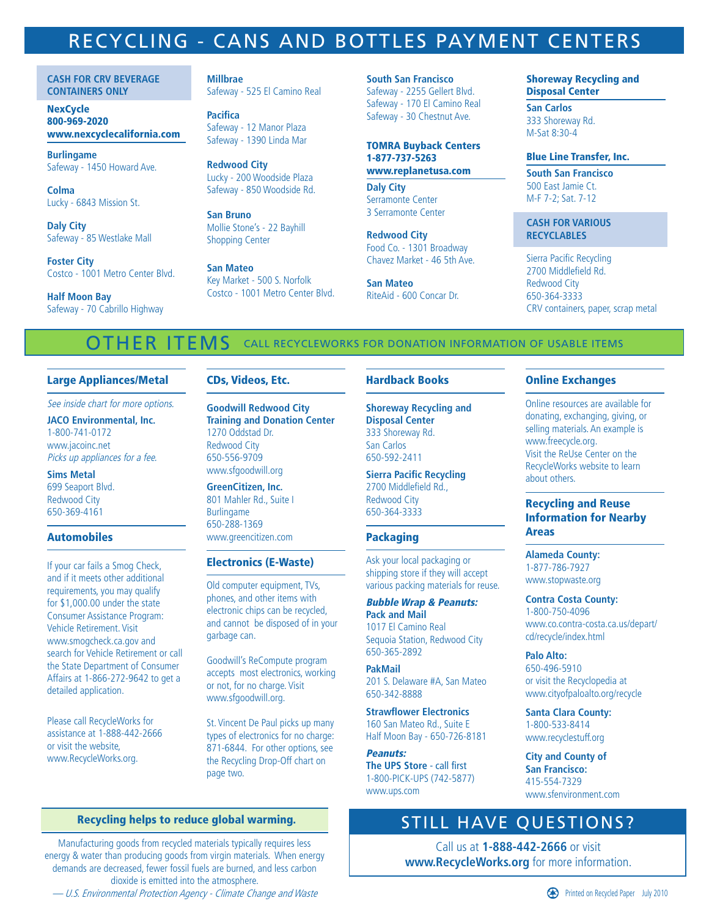# RECYCLING - CANS AND BOTTLES PAYMENT CENTERS

## CASH FOR CRV BEVERAGE CONTAINERS ONLY

**NexCycle**
**800-969-2020**
**www.nexcyclecalifornia.com**

**Burlingame**
Safeway - 1450 Howard Ave.

**Colma**
Lucky - 6843 Mission St.

**Daly City**
Safeway - 85 Westlake Mall

**Foster City**
Costco - 1001 Metro Center Blvd.

**Half Moon Bay**
Safeway - 70 Cabrillo Highway

**Millbrae**
Safeway - 525 El Camino Real

**Pacifica**
Safeway - 12 Manor Plaza
Safeway - 1390 Linda Mar

**Redwood City**
Lucky - 200 Woodside Plaza
Safeway - 850 Woodside Rd.

**San Bruno**
Mollie Stone's - 22 Bayhill Shopping Center

**San Mateo**
Key Market - 500 S. Norfolk
Costco - 1001 Metro Center Blvd.

**South San Francisco**
Safeway - 2255 Gellert Blvd.
Safeway - 170 El Camino Real
Safeway - 30 Chestnut Ave.

**TOMRA Buyback Centers**
**1-877-737-5263**
**www.replanetusa.com**

**Daly City**
Serramonte Center
3 Serramonte Center

**Redwood City**
Food Co. - 1301 Broadway
Chavez Market - 46 5th Ave.

**San Mateo**
RiteAid - 600 Concar Dr.

**Shoreway Recycling and Disposal Center**

**San Carlos**
333 Shoreway Rd.
M-Sat 8:30-4

**Blue Line Transfer, Inc.**

**South San Francisco**
500 East Jamie Ct.
M-F 7-2; Sat. 7-12

## CASH FOR VARIOUS RECYCLABLES

Sierra Pacific Recycling
2700 Middlefield Rd.
Redwood City
650-364-3333
CRV containers, paper, scrap metal

# OTHER ITEMS

CALL RECYCLEWORKS FOR DONATION INFORMATION OF USABLE ITEMS

### Large Appliances/Metal

*See inside chart for more options.*

**JACO Environmental, Inc.**
1-800-741-0172
www.jacoinc.net
*Picks up appliances for a fee.*

**Sims Metal**
699 Seaport Blvd.
Redwood City
650-369-4161

### Automobiles

If your car fails a Smog Check, and if it meets other additional requirements, you may qualify for $1,000.00 under the state Consumer Assistance Program: Vehicle Retirement. Visit www.smogcheck.ca.gov and search for Vehicle Retirement or call the State Department of Consumer Affairs at 1-866-272-9642 to get a detailed application.

Please call RecycleWorks for assistance at 1-888-442-2666 or visit the website, www.RecycleWorks.org.

### CDs, Videos, Etc.

**Goodwill Redwood City Training and Donation Center**
1270 Oddstad Dr.
Redwood City
650-556-9709
www.sfgoodwill.org

**GreenCitizen, Inc.**
801 Mahler Rd., Suite I
Burlingame
650-288-1369
www.greencitizen.com

### Electronics (E-Waste)

Old computer equipment, TVs, phones, and other items with electronic chips can be recycled, and cannot be disposed of in your garbage can.

Goodwill's ReCompute program accepts most electronics, working or not, for no charge. Visit www.sfgoodwill.org.

St. Vincent De Paul picks up many types of electronics for no charge: 871-6844. For other options, see the Recycling Drop-Off chart on page two.

### Hardback Books

**Shoreway Recycling and Disposal Center**
333 Shoreway Rd.
San Carlos
650-592-2411

**Sierra Pacific Recycling**
2700 Middlefield Rd.,
Redwood City
650-364-3333

### Packaging

Ask your local packaging or shipping store if they will accept various packing materials for reuse.

***Bubble Wrap & Peanuts:***

**Pack and Mail**
1017 El Camino Real
Sequoia Station, Redwood City
650-365-2892

**PakMail**
201 S. Delaware #A, San Mateo
650-342-8888

**Strawflower Electronics**
160 San Mateo Rd., Suite E
Half Moon Bay - 650-726-8181

***Peanuts:***

**The UPS Store** - call first
1-800-PICK-UPS (742-5877)
www.ups.com

### Online Exchanges

Online resources are available for donating, exchanging, giving, or selling materials. An example is www.freecycle.org.
Visit the ReUse Center on the RecycleWorks website to learn about others.

### Recycling and Reuse Information for Nearby Areas

**Alameda County:**
1-877-786-7927
www.stopwaste.org

**Contra Costa County:**
1-800-750-4096
www.co.contra-costa.ca.us/depart/cd/recycle/index.html

**Palo Alto:**
650-496-5910
or visit the Recyclopedia at www.cityofpaloalto.org/recycle

**Santa Clara County:**
1-800-533-8414
www.recyclestuff.org

**City and County of San Francisco:**
415-554-7329
www.sfenvironment.com

### Recycling helps to reduce global warming.

Manufacturing goods from recycled materials typically requires less energy & water than producing goods from virgin materials. When energy demands are decreased, fewer fossil fuels are burned, and less carbon dioxide is emitted into the atmosphere.

*— U.S. Environmental Protection Agency - Climate Change and Waste*

## STILL HAVE QUESTIONS?

Call us at **1-888-442-2666** or visit **www.RecycleWorks.org** for more information.

Printed on Recycled Paper July 2010